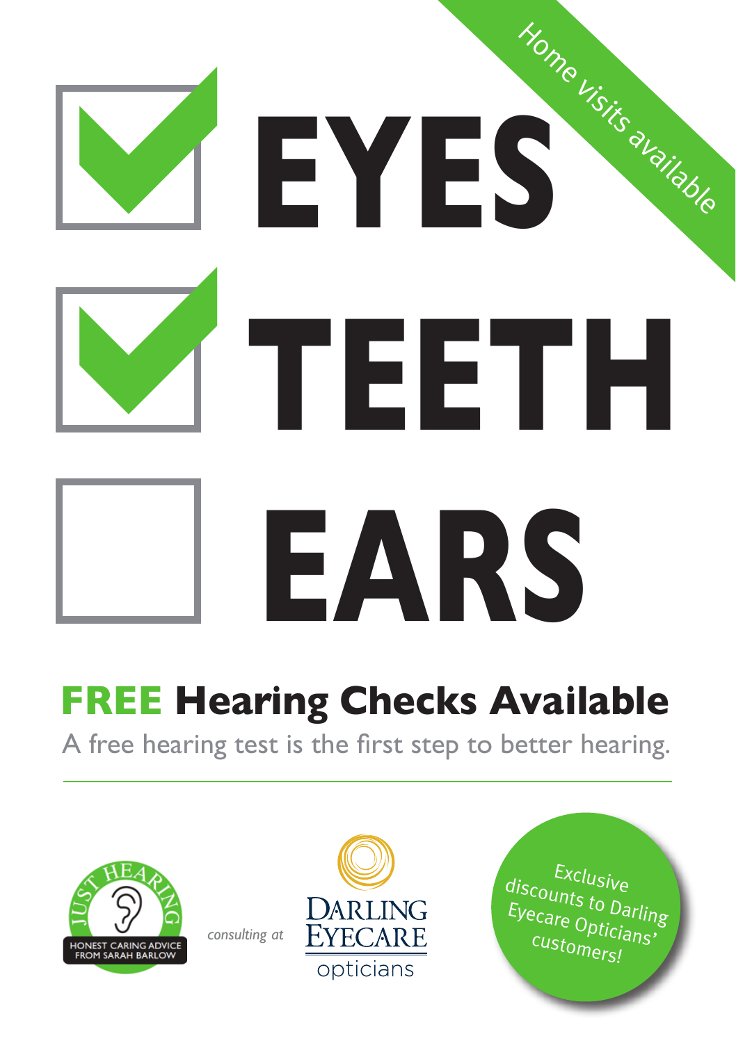Home visits available

# ☑ EYES

# ☑ TEETH

# ☐ EARS

## FREE Hearing Checks Available

A free hearing test is the first step to better hearing.

---

JUST HEARING
HONEST CARING ADVICE FROM SARAH BARLOW

*consulting at*

DARLING EYECARE opticians

Exclusive discounts to Darling Eyecare Opticians' customers!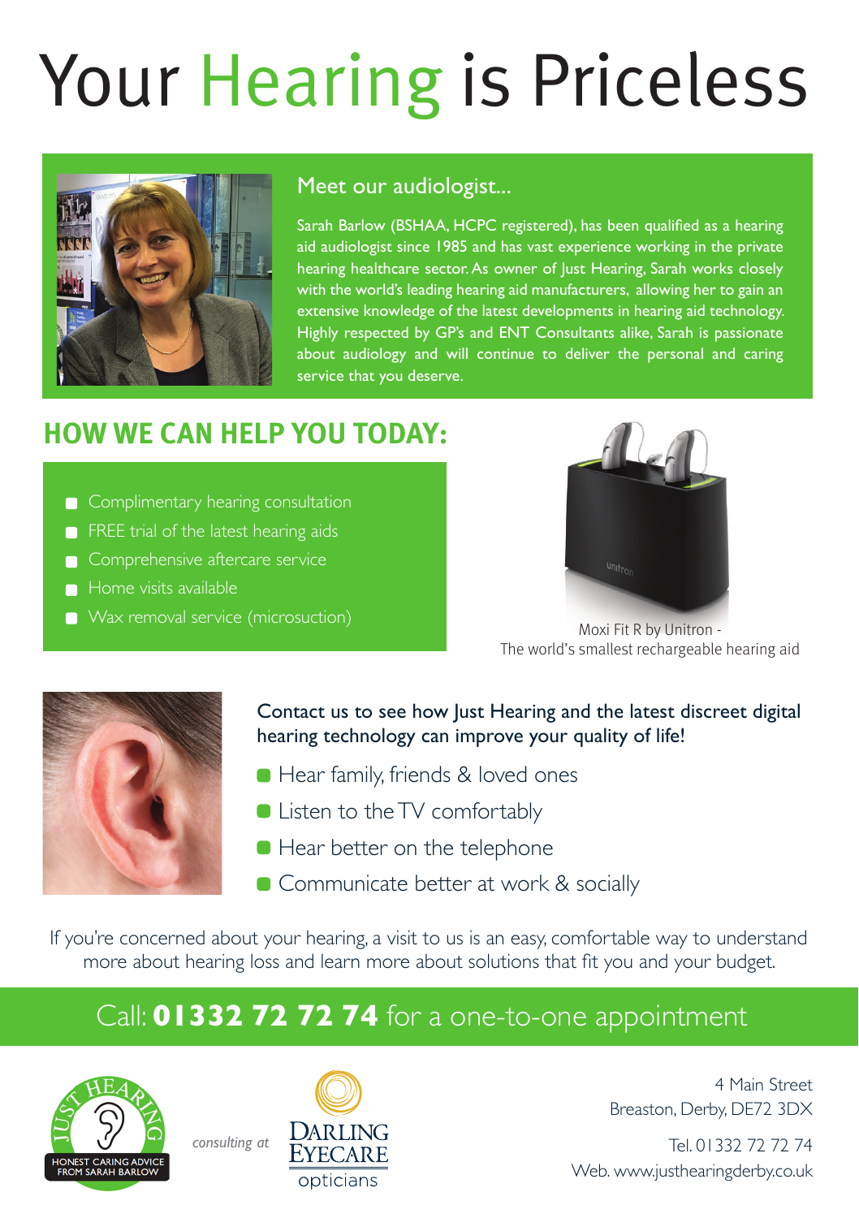# Your Hearing is Priceless

## Meet our audiologist...

Sarah Barlow (BSHAA, HCPC registered), has been qualified as a hearing aid audiologist since 1985 and has vast experience working in the private hearing healthcare sector. As owner of Just Hearing, Sarah works closely with the world's leading hearing aid manufacturers, allowing her to gain an extensive knowledge of the latest developments in hearing aid technology. Highly respected by GP's and ENT Consultants alike, Sarah is passionate about audiology and will continue to deliver the personal and caring service that you deserve.

## HOW WE CAN HELP YOU TODAY:

- Complimentary hearing consultation
- FREE trial of the latest hearing aids
- Comprehensive aftercare service
- Home visits available
- Wax removal service (microsuction)

Moxi Fit R by Unitron -
The world's smallest rechargeable hearing aid

Contact us to see how Just Hearing and the latest discreet digital hearing technology can improve your quality of life!

- Hear family, friends & loved ones
- Listen to the TV comfortably
- Hear better on the telephone
- Communicate better at work & socially

If you're concerned about your hearing, a visit to us is an easy, comfortable way to understand more about hearing loss and learn more about solutions that fit you and your budget.

Call: **01332 72 72 74** for a one-to-one appointment

JUST HEARING — HONEST CARING ADVICE FROM SARAH BARLOW

*consulting at* DARLING EYECARE opticians

4 Main Street
Breaston, Derby, DE72 3DX

Tel. 01332 72 72 74
Web. www.justhearingderby.co.uk